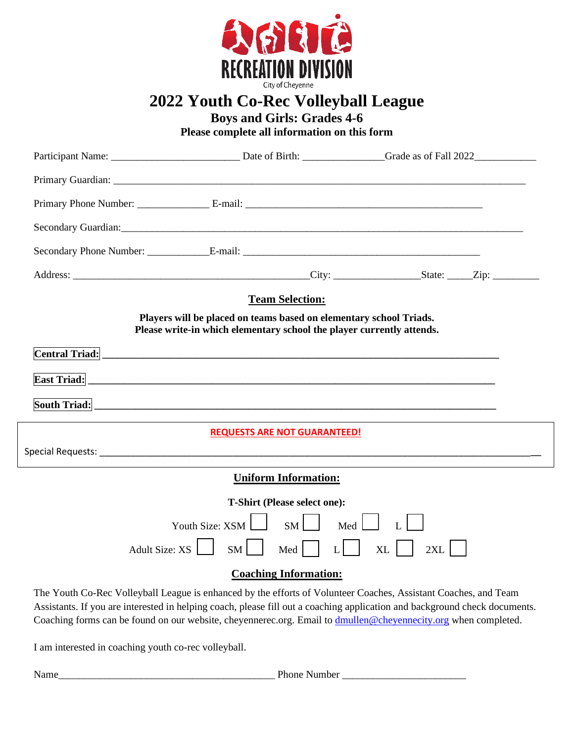RECREATION DIVISION

City of Cheyenne

# 2022 Youth Co-Rec Volleyball League

## Boys and Girls: Grades 4-6

**Please complete all information on this form**

Participant Name: ________________________ Date of Birth: _______________Grade as of Fall 2022____________

Primary Guardian: _____________________________________________________________________________

Primary Phone Number: ______________ E-mail: _____________________________________________

Secondary Guardian:____________________________________________________________________________

Secondary Phone Number: ___________E-mail: _____________________________________________

Address: _____________________________________________City: ________________State: _____Zip: _________

## Team Selection:

**Players will be placed on teams based on elementary school Triads.**
**Please write-in which elementary school the player currently attends.**

**Central Triad:** ___________________________________________________________________________

**East Triad:** ___________________________________________________________________________

**South Triad:** ___________________________________________________________________________

**REQUESTS ARE NOT GUARANTEED!**

Special Requests: ___________________________________________________________________________

## Uniform Information:

**T-Shirt (Please select one):**

Youth Size: XSM ☐ SM ☐ Med ☐ L ☐

Adult Size: XS ☐ SM ☐ Med ☐ L ☐ XL ☐ 2XL ☐

## Coaching Information:

The Youth Co-Rec Volleyball League is enhanced by the efforts of Volunteer Coaches, Assistant Coaches, and Team Assistants. If you are interested in helping coach, please fill out a coaching application and background check documents. Coaching forms can be found on our website, cheyennerec.org. Email to dmullen@cheyennecity.org when completed.

I am interested in coaching youth co-rec volleyball.

Name__________________________________________ Phone Number _______________________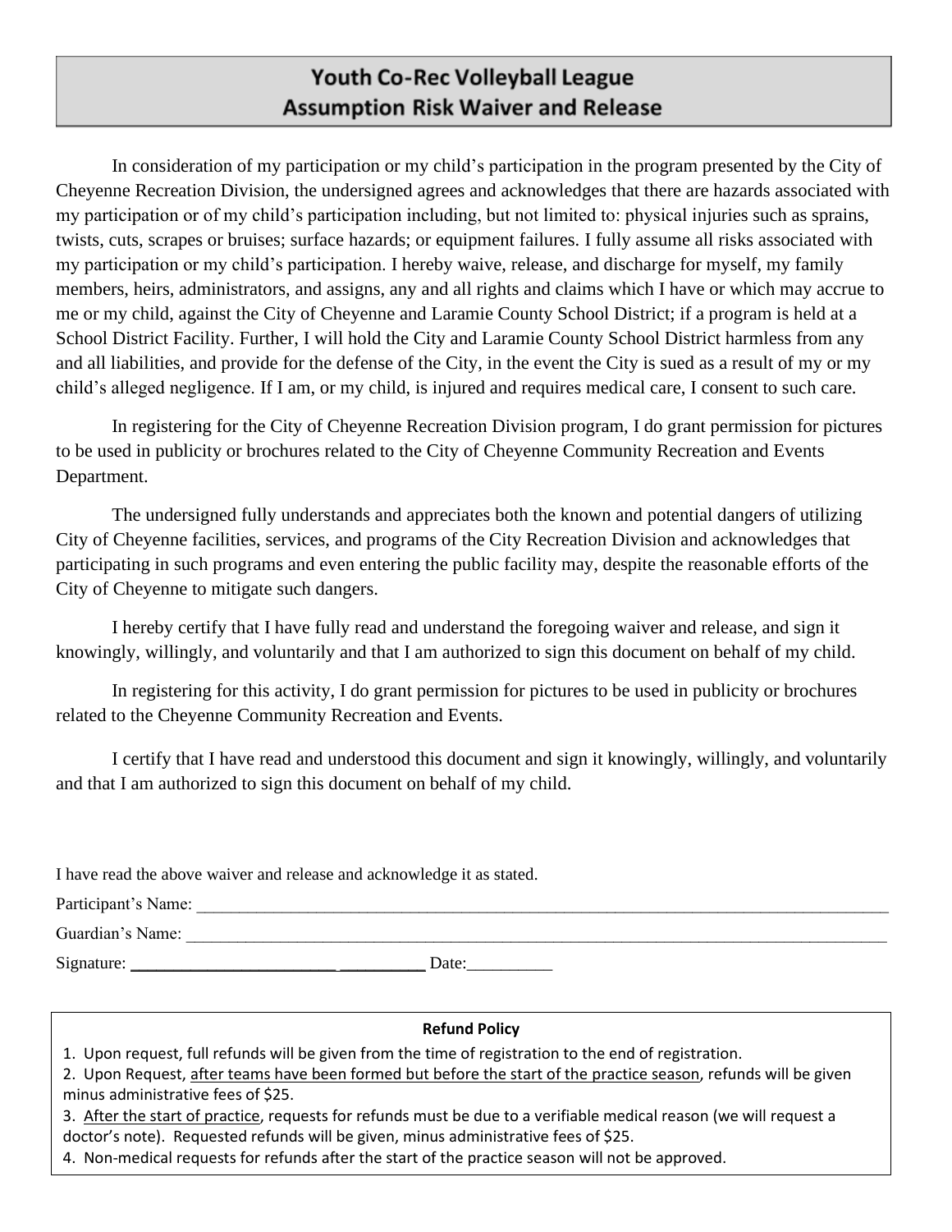# Youth Co-Rec Volleyball League
# Assumption Risk Waiver and Release

In consideration of my participation or my child's participation in the program presented by the City of Cheyenne Recreation Division, the undersigned agrees and acknowledges that there are hazards associated with my participation or of my child's participation including, but not limited to: physical injuries such as sprains, twists, cuts, scrapes or bruises; surface hazards; or equipment failures. I fully assume all risks associated with my participation or my child's participation. I hereby waive, release, and discharge for myself, my family members, heirs, administrators, and assigns, any and all rights and claims which I have or which may accrue to me or my child, against the City of Cheyenne and Laramie County School District; if a program is held at a School District Facility. Further, I will hold the City and Laramie County School District harmless from any and all liabilities, and provide for the defense of the City, in the event the City is sued as a result of my or my child's alleged negligence. If I am, or my child, is injured and requires medical care, I consent to such care.

In registering for the City of Cheyenne Recreation Division program, I do grant permission for pictures to be used in publicity or brochures related to the City of Cheyenne Community Recreation and Events Department.

The undersigned fully understands and appreciates both the known and potential dangers of utilizing City of Cheyenne facilities, services, and programs of the City Recreation Division and acknowledges that participating in such programs and even entering the public facility may, despite the reasonable efforts of the City of Cheyenne to mitigate such dangers.

I hereby certify that I have fully read and understand the foregoing waiver and release, and sign it knowingly, willingly, and voluntarily and that I am authorized to sign this document on behalf of my child.

In registering for this activity, I do grant permission for pictures to be used in publicity or brochures related to the Cheyenne Community Recreation and Events.

I certify that I have read and understood this document and sign it knowingly, willingly, and voluntarily and that I am authorized to sign this document on behalf of my child.

I have read the above waiver and release and acknowledge it as stated.

Participant's Name: ______________________________________________________________________

Guardian's Name: ______________________________________________________________________

Signature: ________________________ __________ Date:__________

**Refund Policy**

1. Upon request, full refunds will be given from the time of registration to the end of registration.
2. Upon Request, <u>after teams have been formed but before the start of the practice season</u>, refunds will be given minus administrative fees of $25.
3. <u>After the start of practice</u>, requests for refunds must be due to a verifiable medical reason (we will request a doctor's note). Requested refunds will be given, minus administrative fees of $25.
4. Non-medical requests for refunds after the start of the practice season will not be approved.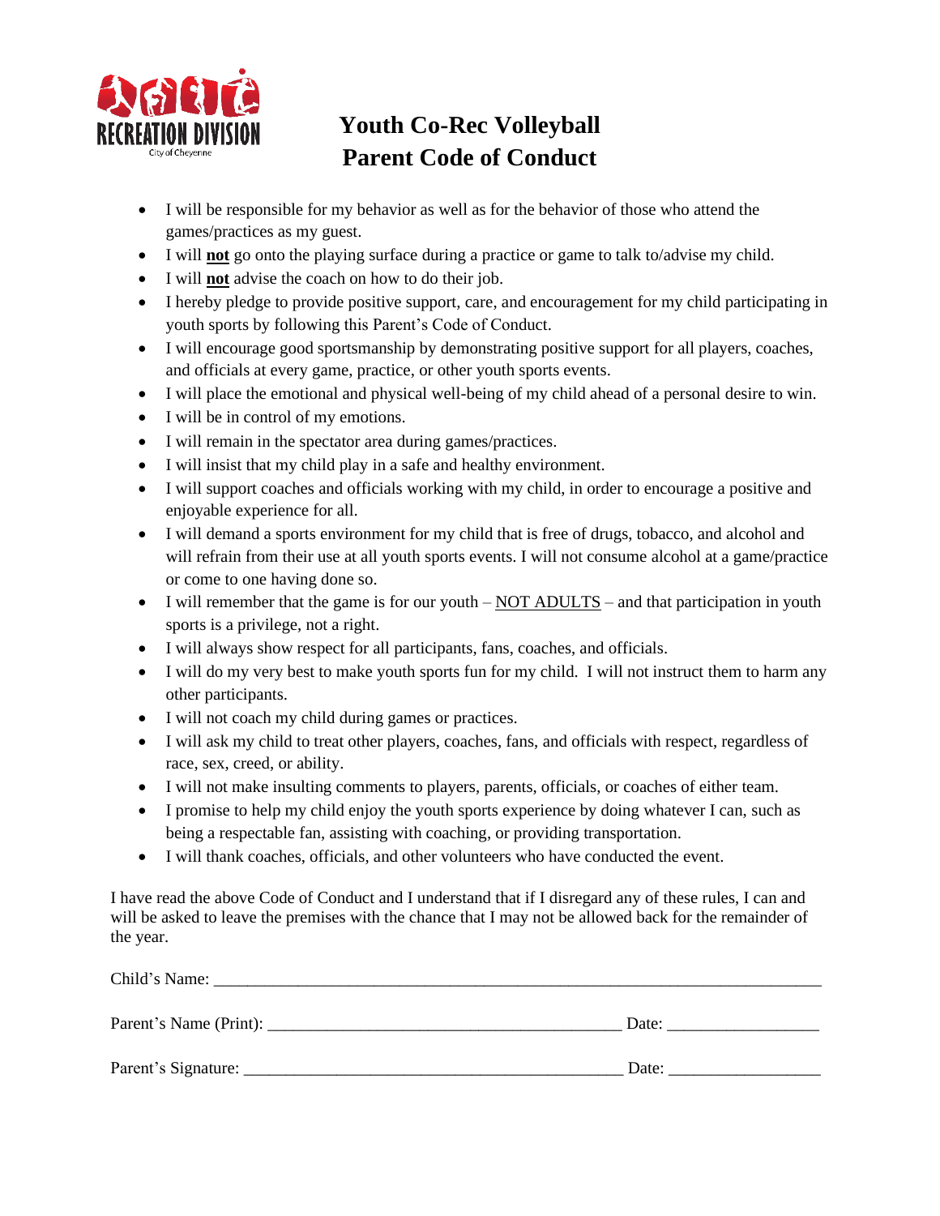RECREATION DIVISION
City of Cheyenne

# Youth Co-Rec Volleyball
# Parent Code of Conduct

- I will be responsible for my behavior as well as for the behavior of those who attend the games/practices as my guest.
- I will **not** go onto the playing surface during a practice or game to talk to/advise my child.
- I will **not** advise the coach on how to do their job.
- I hereby pledge to provide positive support, care, and encouragement for my child participating in youth sports by following this Parent's Code of Conduct.
- I will encourage good sportsmanship by demonstrating positive support for all players, coaches, and officials at every game, practice, or other youth sports events.
- I will place the emotional and physical well-being of my child ahead of a personal desire to win.
- I will be in control of my emotions.
- I will remain in the spectator area during games/practices.
- I will insist that my child play in a safe and healthy environment.
- I will support coaches and officials working with my child, in order to encourage a positive and enjoyable experience for all.
- I will demand a sports environment for my child that is free of drugs, tobacco, and alcohol and will refrain from their use at all youth sports events. I will not consume alcohol at a game/practice or come to one having done so.
- I will remember that the game is for our youth – NOT ADULTS – and that participation in youth sports is a privilege, not a right.
- I will always show respect for all participants, fans, coaches, and officials.
- I will do my very best to make youth sports fun for my child. I will not instruct them to harm any other participants.
- I will not coach my child during games or practices.
- I will ask my child to treat other players, coaches, fans, and officials with respect, regardless of race, sex, creed, or ability.
- I will not make insulting comments to players, parents, officials, or coaches of either team.
- I promise to help my child enjoy the youth sports experience by doing whatever I can, such as being a respectable fan, assisting with coaching, or providing transportation.
- I will thank coaches, officials, and other volunteers who have conducted the event.

I have read the above Code of Conduct and I understand that if I disregard any of these rules, I can and will be asked to leave the premises with the chance that I may not be allowed back for the remainder of the year.

Child's Name: ___________________________________________________________________________

Parent's Name (Print): ___________________________________________ Date: __________________

Parent's Signature: ______________________________________________ Date: __________________